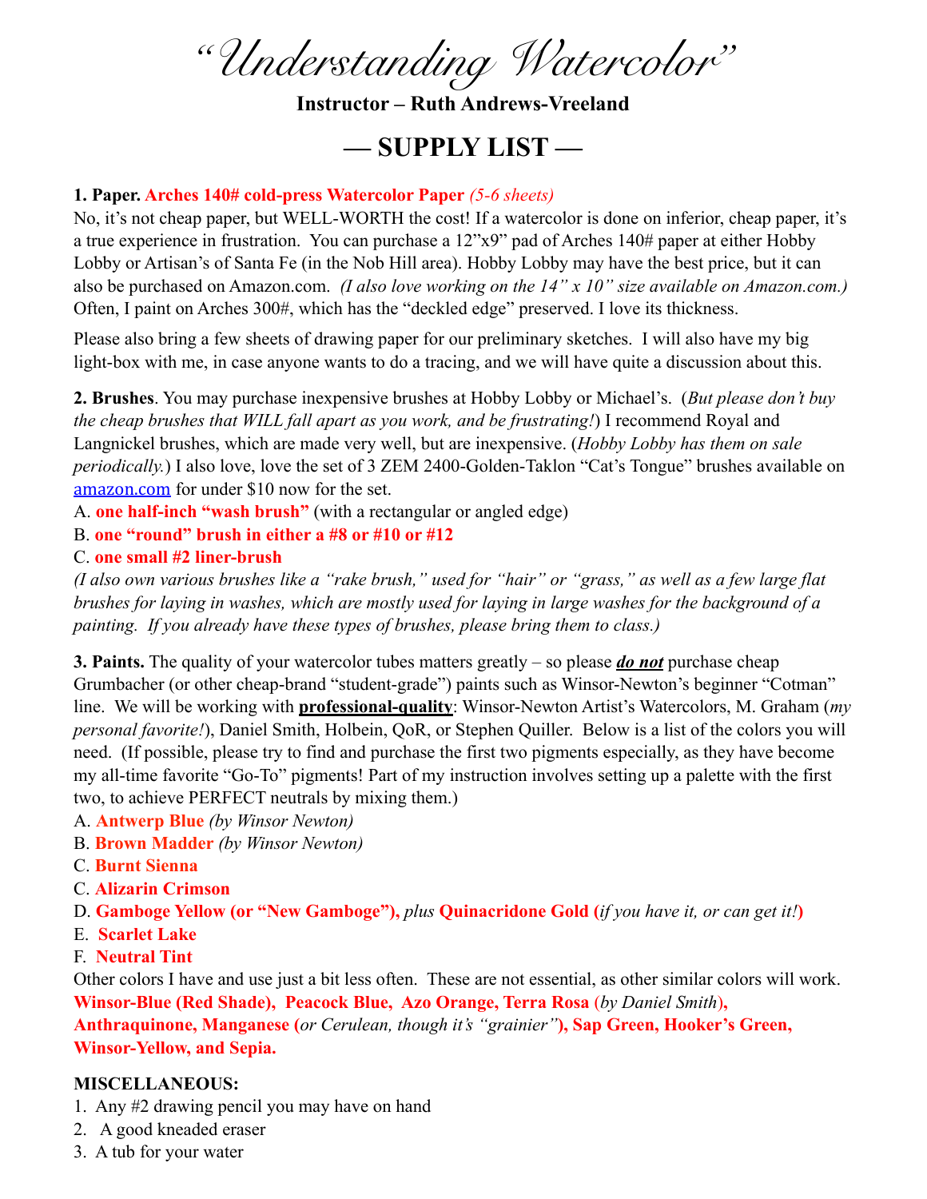# *"Understanding Watercolor"*

**Instructor – Ruth Andrews-Vreeland**

## — SUPPLY LIST —

**1. Paper. Arches 140# cold-press Watercolor Paper** *(5-6 sheets)*
No, it's not cheap paper, but WELL-WORTH the cost! If a watercolor is done on inferior, cheap paper, it's a true experience in frustration. You can purchase a 12"x9" pad of Arches 140# paper at either Hobby Lobby or Artisan's of Santa Fe (in the Nob Hill area). Hobby Lobby may have the best price, but it can also be purchased on Amazon.com. *(I also love working on the 14" x 10" size available on Amazon.com.)* Often, I paint on Arches 300#, which has the "deckled edge" preserved. I love its thickness.

Please also bring a few sheets of drawing paper for our preliminary sketches. I will also have my big light-box with me, in case anyone wants to do a tracing, and we will have quite a discussion about this.

**2. Brushes**. You may purchase inexpensive brushes at Hobby Lobby or Michael's. (*But please don't buy the cheap brushes that WILL fall apart as you work, and be frustrating!*) I recommend Royal and Langnickel brushes, which are made very well, but are inexpensive. (*Hobby Lobby has them on sale periodically.*) I also love, love the set of 3 ZEM 2400-Golden-Taklon "Cat's Tongue" brushes available on amazon.com for under $10 now for the set.

A. **one half-inch "wash brush"** (with a rectangular or angled edge)
B. **one "round" brush in either a #8 or #10 or #12**
C. **one small #2 liner-brush**
*(I also own various brushes like a "rake brush," used for "hair" or "grass," as well as a few large flat brushes for laying in washes, which are mostly used for laying in large washes for the background of a painting. If you already have these types of brushes, please bring them to class.)*

**3. Paints.** The quality of your watercolor tubes matters greatly – so please ***do not*** purchase cheap Grumbacher (or other cheap-brand "student-grade") paints such as Winsor-Newton's beginner "Cotman" line. We will be working with **professional-quality**: Winsor-Newton Artist's Watercolors, M. Graham (*my personal favorite!*), Daniel Smith, Holbein, QoR, or Stephen Quiller. Below is a list of the colors you will need. (If possible, please try to find and purchase the first two pigments especially, as they have become my all-time favorite "Go-To" pigments! Part of my instruction involves setting up a palette with the first two, to achieve PERFECT neutrals by mixing them.)

A. **Antwerp Blue** *(by Winsor Newton)*
B. **Brown Madder** *(by Winsor Newton)*
C. **Burnt Sienna**
C. **Alizarin Crimson**
D. **Gamboge Yellow (or "New Gamboge"),** *plus* **Quinacridone Gold (***if you have it, or can get it!***)**
E. **Scarlet Lake**
F. **Neutral Tint**

Other colors I have and use just a bit less often. These are not essential, as other similar colors will work. **Winsor-Blue (Red Shade), Peacock Blue, Azo Orange, Terra Rosa** (*by Daniel Smith*)**, Anthraquinone, Manganese (***or Cerulean, though it's "grainier"***), Sap Green, Hooker's Green, Winsor-Yellow, and Sepia.**

**MISCELLANEOUS:**

1. Any #2 drawing pencil you may have on hand
2. A good kneaded eraser
3. A tub for your water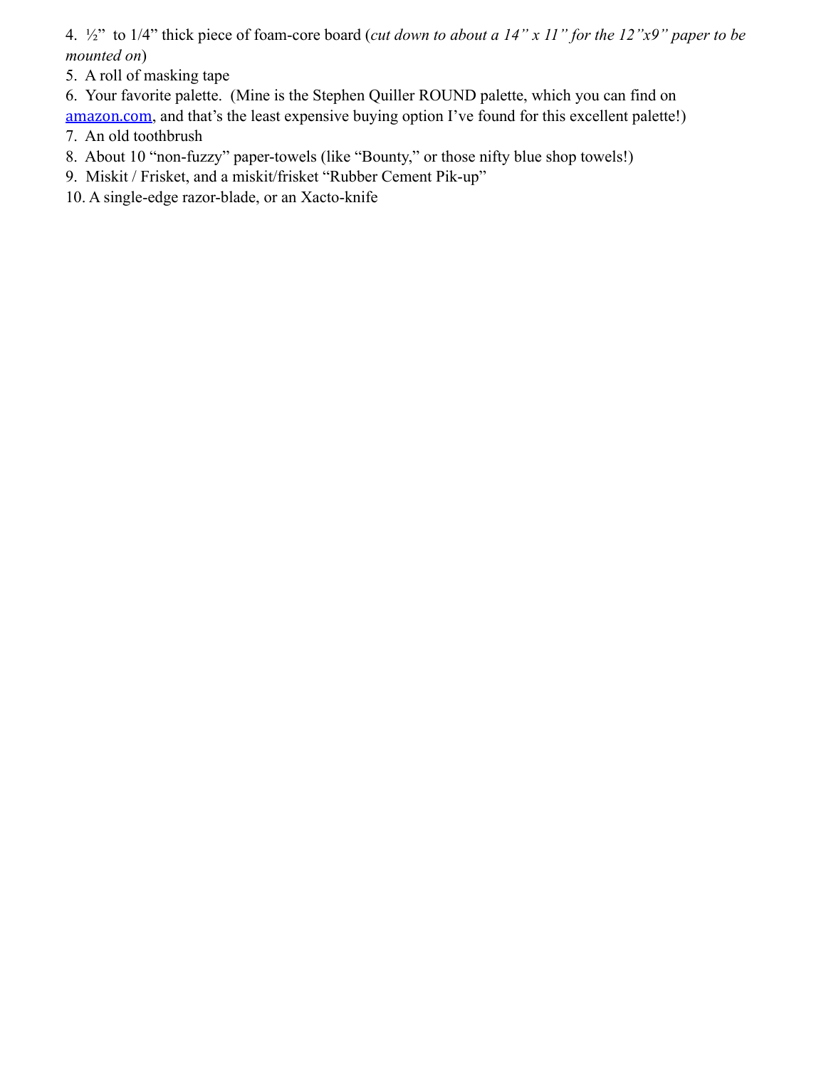4. ½"  to 1/4" thick piece of foam-core board (*cut down to about a 14" x 11" for the 12"x9" paper to be mounted on*)
5. A roll of masking tape
6. Your favorite palette.  (Mine is the Stephen Quiller ROUND palette, which you can find on [amazon.com](amazon.com), and that's the least expensive buying option I've found for this excellent palette!)
7. An old toothbrush
8. About 10 "non-fuzzy" paper-towels (like "Bounty," or those nifty blue shop towels!)
9. Miskit / Frisket, and a miskit/frisket "Rubber Cement Pik-up"
10. A single-edge razor-blade, or an Xacto-knife